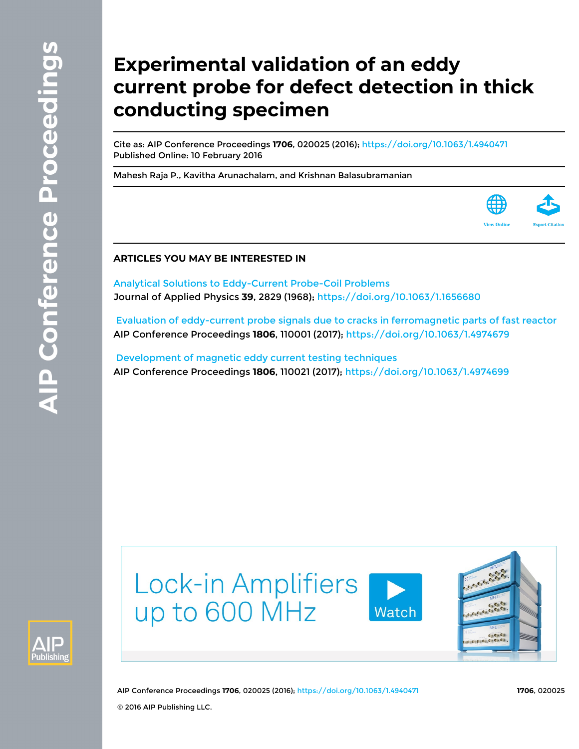# Experimental validation of an eddy current probe for defect detection in thick conducting specimen

Cite as: AIP Conference Proceedings **1706**, 020025 (2016); https://doi.org/10.1063/1.4940471
Published Online: 10 February 2016

Mahesh Raja P., Kavitha Arunachalam, and Krishnan Balasubramanian

View Online | Export Citation

## ARTICLES YOU MAY BE INTERESTED IN

Analytical Solutions to Eddy-Current Probe-Coil Problems
Journal of Applied Physics **39**, 2829 (1968); https://doi.org/10.1063/1.1656680

Evaluation of eddy-current probe signals due to cracks in ferromagnetic parts of fast reactor
AIP Conference Proceedings **1806**, 110001 (2017); https://doi.org/10.1063/1.4974679

Development of magnetic eddy current testing techniques
AIP Conference Proceedings **1806**, 110021 (2017); https://doi.org/10.1063/1.4974699

Lock-in Amplifiers up to 600 MHz

Watch

© 2016 AIP Publishing LLC.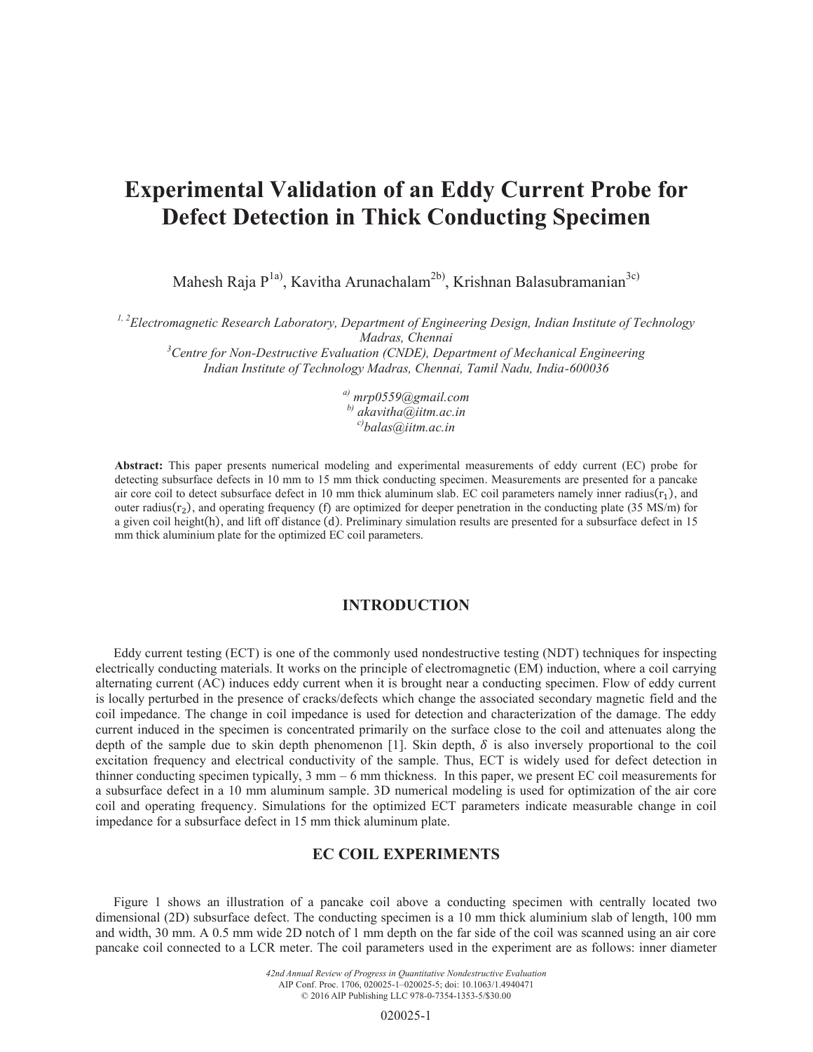# Experimental Validation of an Eddy Current Probe for Defect Detection in Thick Conducting Specimen

Mahesh Raja P[1a)], Kavitha Arunachalam[2b)], Krishnan Balasubramanian[3c)]

*[1, 2]Electromagnetic Research Laboratory, Department of Engineering Design, Indian Institute of Technology Madras, Chennai*
*[3]Centre for Non-Destructive Evaluation (CNDE), Department of Mechanical Engineering Indian Institute of Technology Madras, Chennai, Tamil Nadu, India-600036*

*[a)] mrp0559@gmail.com*
*[b)] akavitha@iitm.ac.in*
*[c)]balas@iitm.ac.in*

**Abstract:** This paper presents numerical modeling and experimental measurements of eddy current (EC) probe for detecting subsurface defects in 10 mm to 15 mm thick conducting specimen. Measurements are presented for a pancake air core coil to detect subsurface defect in 10 mm thick aluminum slab. EC coil parameters namely inner radius$(r_1)$, and outer radius$(r_2)$, and operating frequency $(f)$ are optimized for deeper penetration in the conducting plate (35 MS/m) for a given coil height$(h)$, and lift off distance $(d)$. Preliminary simulation results are presented for a subsurface defect in 15 mm thick aluminium plate for the optimized EC coil parameters.

## INTRODUCTION

Eddy current testing (ECT) is one of the commonly used nondestructive testing (NDT) techniques for inspecting electrically conducting materials. It works on the principle of electromagnetic (EM) induction, where a coil carrying alternating current (AC) induces eddy current when it is brought near a conducting specimen. Flow of eddy current is locally perturbed in the presence of cracks/defects which change the associated secondary magnetic field and the coil impedance. The change in coil impedance is used for detection and characterization of the damage. The eddy current induced in the specimen is concentrated primarily on the surface close to the coil and attenuates along the depth of the sample due to skin depth phenomenon [1]. Skin depth, $\delta$ is also inversely proportional to the coil excitation frequency and electrical conductivity of the sample. Thus, ECT is widely used for defect detection in thinner conducting specimen typically, 3 mm – 6 mm thickness. In this paper, we present EC coil measurements for a subsurface defect in a 10 mm aluminum sample. 3D numerical modeling is used for optimization of the air core coil and operating frequency. Simulations for the optimized ECT parameters indicate measurable change in coil impedance for a subsurface defect in 15 mm thick aluminum plate.

## EC COIL EXPERIMENTS

Figure 1 shows an illustration of a pancake coil above a conducting specimen with centrally located two dimensional (2D) subsurface defect. The conducting specimen is a 10 mm thick aluminium slab of length, 100 mm and width, 30 mm. A 0.5 mm wide 2D notch of 1 mm depth on the far side of the coil was scanned using an air core pancake coil connected to a LCR meter. The coil parameters used in the experiment are as follows: inner diameter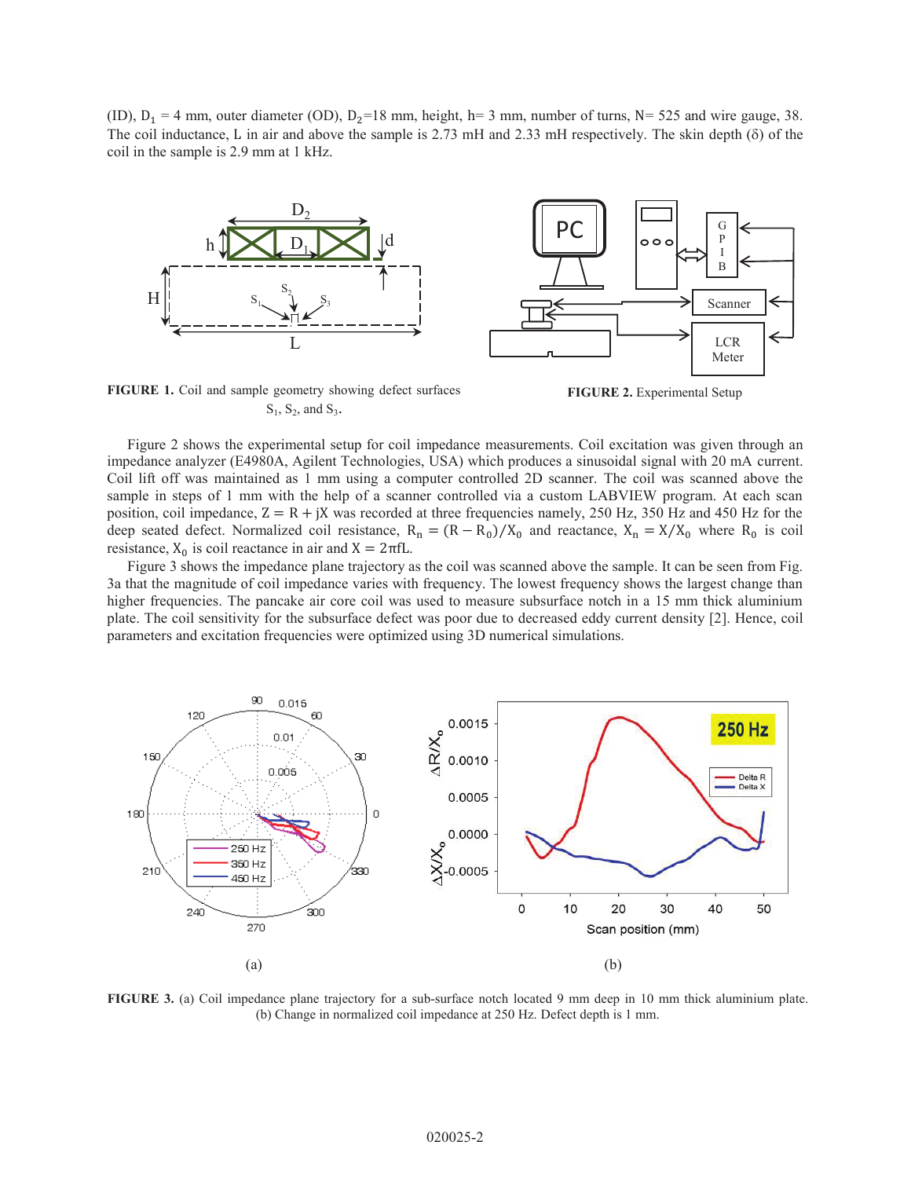(ID), $D_1$ = 4 mm, outer diameter (OD), $D_2$=18 mm, height, h= 3 mm, number of turns, N= 525 and wire gauge, 38. The coil inductance, L in air and above the sample is 2.73 mH and 2.33 mH respectively. The skin depth (δ) of the coil in the sample is 2.9 mm at 1 kHz.

**FIGURE 1.** Coil and sample geometry showing defect surfaces $S_1$, $S_2$, and $S_3$.

**FIGURE 2.** Experimental Setup

Figure 2 shows the experimental setup for coil impedance measurements. Coil excitation was given through an impedance analyzer (E4980A, Agilent Technologies, USA) which produces a sinusoidal signal with 20 mA current. Coil lift off was maintained as 1 mm using a computer controlled 2D scanner. The coil was scanned above the sample in steps of 1 mm with the help of a scanner controlled via a custom LABVIEW program. At each scan position, coil impedance, $Z = R + jX$ was recorded at three frequencies namely, 250 Hz, 350 Hz and 450 Hz for the deep seated defect. Normalized coil resistance, $R_n = (R - R_0)/X_0$ and reactance, $X_n = X/X_0$ where $R_0$ is coil resistance, $X_0$ is coil reactance in air and $X = 2\pi fL$.

Figure 3 shows the impedance plane trajectory as the coil was scanned above the sample. It can be seen from Fig. 3a that the magnitude of coil impedance varies with frequency. The lowest frequency shows the largest change than higher frequencies. The pancake air core coil was used to measure subsurface notch in a 15 mm thick aluminium plate. The coil sensitivity for the subsurface defect was poor due to decreased eddy current density [2]. Hence, coil parameters and excitation frequencies were optimized using 3D numerical simulations.

**FIGURE 3.** (a) Coil impedance plane trajectory for a sub-surface notch located 9 mm deep in 10 mm thick aluminium plate. (b) Change in normalized coil impedance at 250 Hz. Defect depth is 1 mm.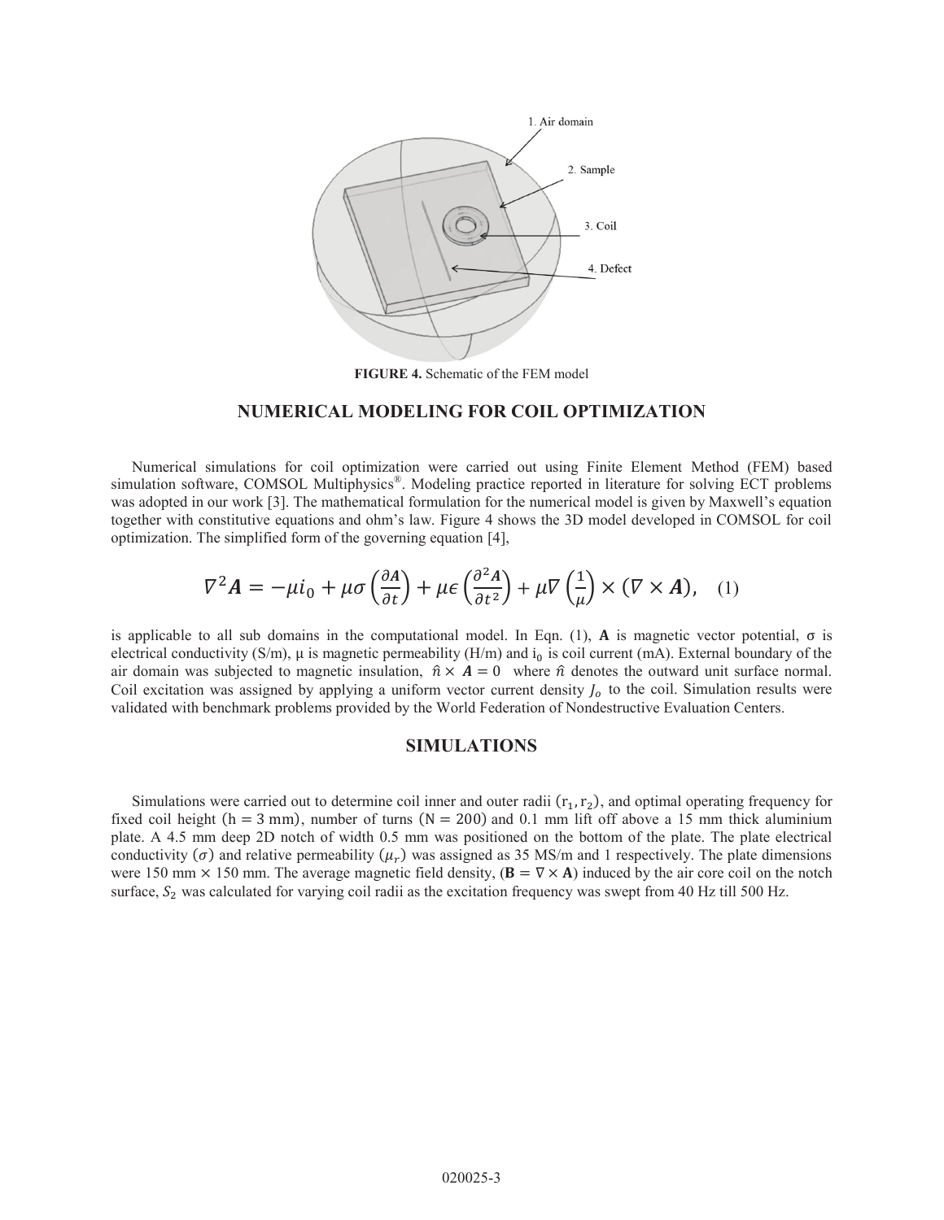FIGURE 4. Schematic of the FEM model

## NUMERICAL MODELING FOR COIL OPTIMIZATION

Numerical simulations for coil optimization were carried out using Finite Element Method (FEM) based simulation software, COMSOL Multiphysics®. Modeling practice reported in literature for solving ECT problems was adopted in our work [3]. The mathematical formulation for the numerical model is given by Maxwell's equation together with constitutive equations and ohm's law. Figure 4 shows the 3D model developed in COMSOL for coil optimization. The simplified form of the governing equation [4],

$$\nabla^2 \boldsymbol{A} = -\mu i_0 + \mu\sigma\left(\frac{\partial \boldsymbol{A}}{\partial t}\right) + \mu\epsilon\left(\frac{\partial^2 \boldsymbol{A}}{\partial t^2}\right) + \mu\nabla\left(\frac{1}{\mu}\right) \times (\nabla \times \boldsymbol{A}), \quad (1)$$

is applicable to all sub domains in the computational model. In Eqn. (1), **A** is magnetic vector potential, $\sigma$ is electrical conductivity (S/m), $\mu$ is magnetic permeability (H/m) and $i_0$ is coil current (mA). External boundary of the air domain was subjected to magnetic insulation, $\hat{n} \times \boldsymbol{A} = 0$ where $\hat{n}$ denotes the outward unit surface normal. Coil excitation was assigned by applying a uniform vector current density $J_o$ to the coil. Simulation results were validated with benchmark problems provided by the World Federation of Nondestructive Evaluation Centers.

## SIMULATIONS

Simulations were carried out to determine coil inner and outer radii $(r_1, r_2)$, and optimal operating frequency for fixed coil height $(h = 3 \text{ mm})$, number of turns $(N = 200)$ and 0.1 mm lift off above a 15 mm thick aluminium plate. A 4.5 mm deep 2D notch of width 0.5 mm was positioned on the bottom of the plate. The plate electrical conductivity $(\sigma)$ and relative permeability $(\mu_r)$ was assigned as 35 MS/m and 1 respectively. The plate dimensions were 150 mm × 150 mm. The average magnetic field density, $(\mathbf{B} = \nabla \times \mathbf{A})$ induced by the air core coil on the notch surface, $S_2$ was calculated for varying coil radii as the excitation frequency was swept from 40 Hz till 500 Hz.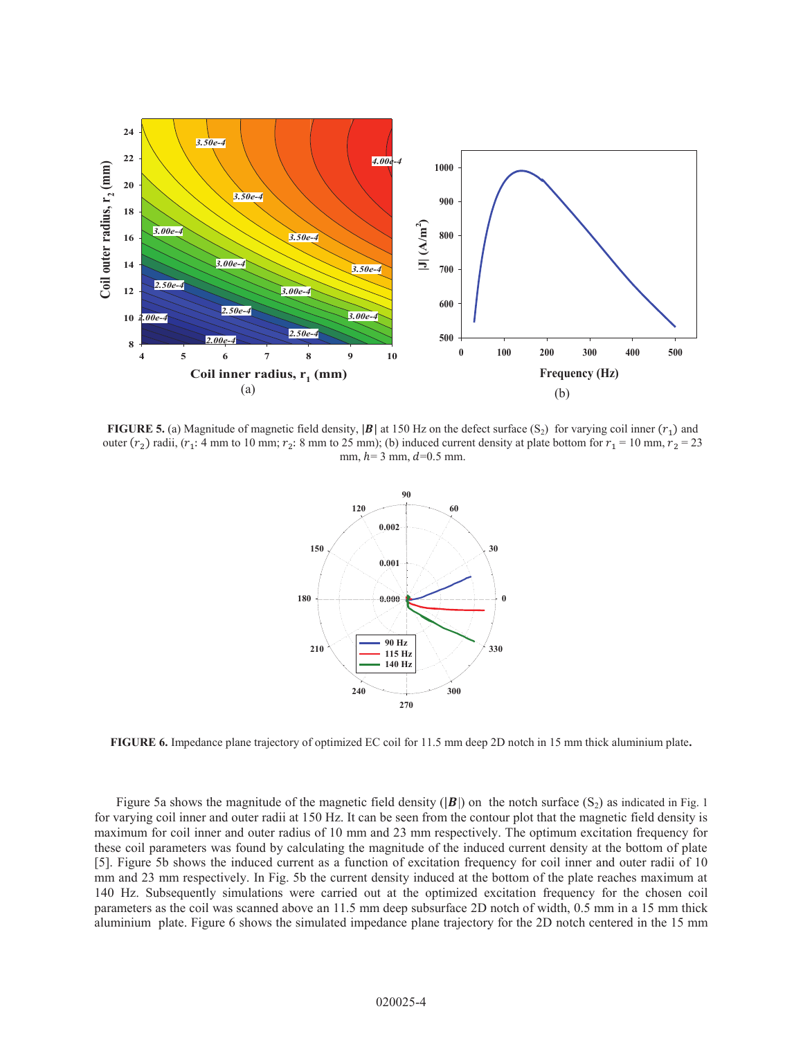**FIGURE 5.** (a) Magnitude of magnetic field density, $|\boldsymbol{B}|$ at 150 Hz on the defect surface ($S_2$) for varying coil inner ($r_1$) and outer ($r_2$) radii, ($r_1$: 4 mm to 10 mm; $r_2$: 8 mm to 25 mm); (b) induced current density at plate bottom for $r_1$ = 10 mm, $r_2$ = 23 mm, $h$= 3 mm, $d$=0.5 mm.

**FIGURE 6.** Impedance plane trajectory of optimized EC coil for 11.5 mm deep 2D notch in 15 mm thick aluminium plate**.**

Figure 5a shows the magnitude of the magnetic field density ($|\boldsymbol{B}|$) on the notch surface ($S_2$) as indicated in Fig. 1 for varying coil inner and outer radii at 150 Hz. It can be seen from the contour plot that the magnetic field density is maximum for coil inner and outer radius of 10 mm and 23 mm respectively. The optimum excitation frequency for these coil parameters was found by calculating the magnitude of the induced current density at the bottom of plate [5]. Figure 5b shows the induced current as a function of excitation frequency for coil inner and outer radii of 10 mm and 23 mm respectively. In Fig. 5b the current density induced at the bottom of the plate reaches maximum at 140 Hz. Subsequently simulations were carried out at the optimized excitation frequency for the chosen coil parameters as the coil was scanned above an 11.5 mm deep subsurface 2D notch of width, 0.5 mm in a 15 mm thick aluminium plate. Figure 6 shows the simulated impedance plane trajectory for the 2D notch centered in the 15 mm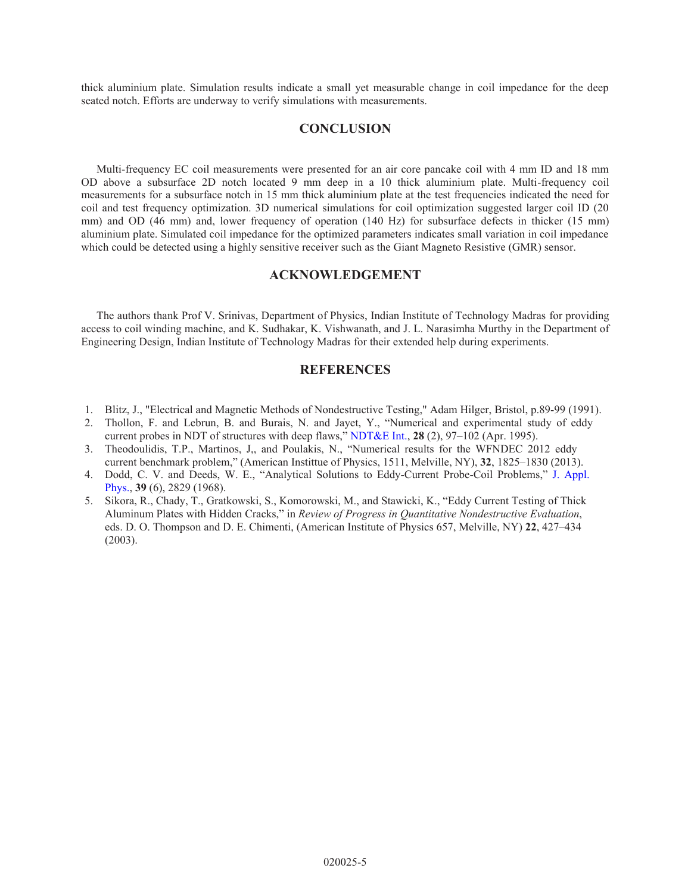thick aluminium plate. Simulation results indicate a small yet measurable change in coil impedance for the deep seated notch. Efforts are underway to verify simulations with measurements.

## CONCLUSION

Multi-frequency EC coil measurements were presented for an air core pancake coil with 4 mm ID and 18 mm OD above a subsurface 2D notch located 9 mm deep in a 10 thick aluminium plate. Multi-frequency coil measurements for a subsurface notch in 15 mm thick aluminium plate at the test frequencies indicated the need for coil and test frequency optimization. 3D numerical simulations for coil optimization suggested larger coil ID (20 mm) and OD (46 mm) and, lower frequency of operation (140 Hz) for subsurface defects in thicker (15 mm) aluminium plate. Simulated coil impedance for the optimized parameters indicates small variation in coil impedance which could be detected using a highly sensitive receiver such as the Giant Magneto Resistive (GMR) sensor.

## ACKNOWLEDGEMENT

The authors thank Prof V. Srinivas, Department of Physics, Indian Institute of Technology Madras for providing access to coil winding machine, and K. Sudhakar, K. Vishwanath, and J. L. Narasimha Murthy in the Department of Engineering Design, Indian Institute of Technology Madras for their extended help during experiments.

## REFERENCES

1. Blitz, J., "Electrical and Magnetic Methods of Nondestructive Testing," Adam Hilger, Bristol, p.89-99 (1991).
2. Thollon, F. and Lebrun, B. and Burais, N. and Jayet, Y., "Numerical and experimental study of eddy current probes in NDT of structures with deep flaws," NDT&E Int., **28** (2), 97–102 (Apr. 1995).
3. Theodoulidis, T.P., Martinos, J,, and Poulakis, N., "Numerical results for the WFNDEC 2012 eddy current benchmark problem," (American Instittue of Physics, 1511, Melville, NY), **32**, 1825–1830 (2013).
4. Dodd, C. V. and Deeds, W. E., "Analytical Solutions to Eddy-Current Probe-Coil Problems," J. Appl. Phys., **39** (6), 2829 (1968).
5. Sikora, R., Chady, T., Gratkowski, S., Komorowski, M., and Stawicki, K., "Eddy Current Testing of Thick Aluminum Plates with Hidden Cracks," in *Review of Progress in Quantitative Nondestructive Evaluation*, eds. D. O. Thompson and D. E. Chimenti, (American Institute of Physics 657, Melville, NY) **22**, 427–434 (2003).